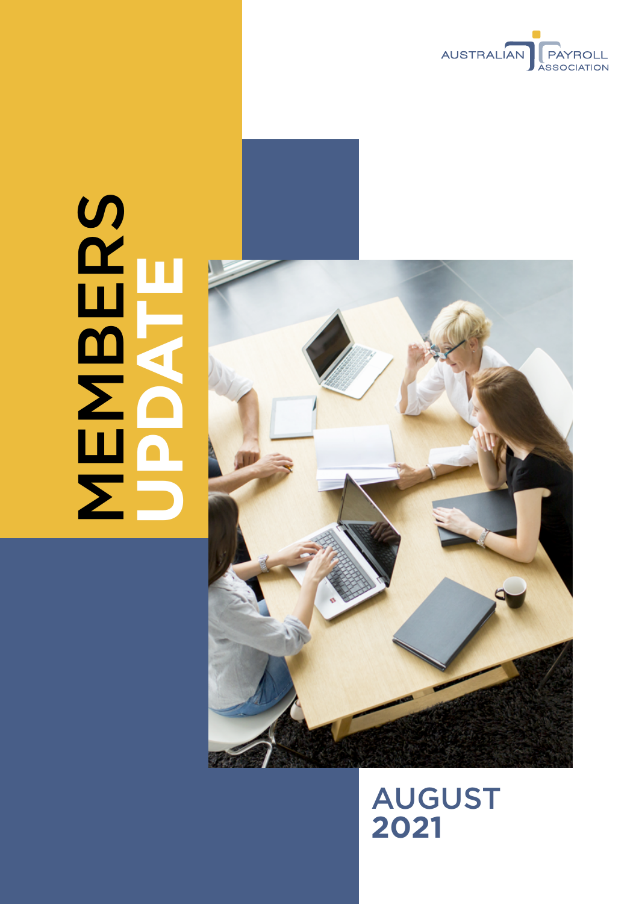AUSTRALIAN PAYROLL ASSOCIATION

# MEMBERS UPDATE

## AUGUST 2021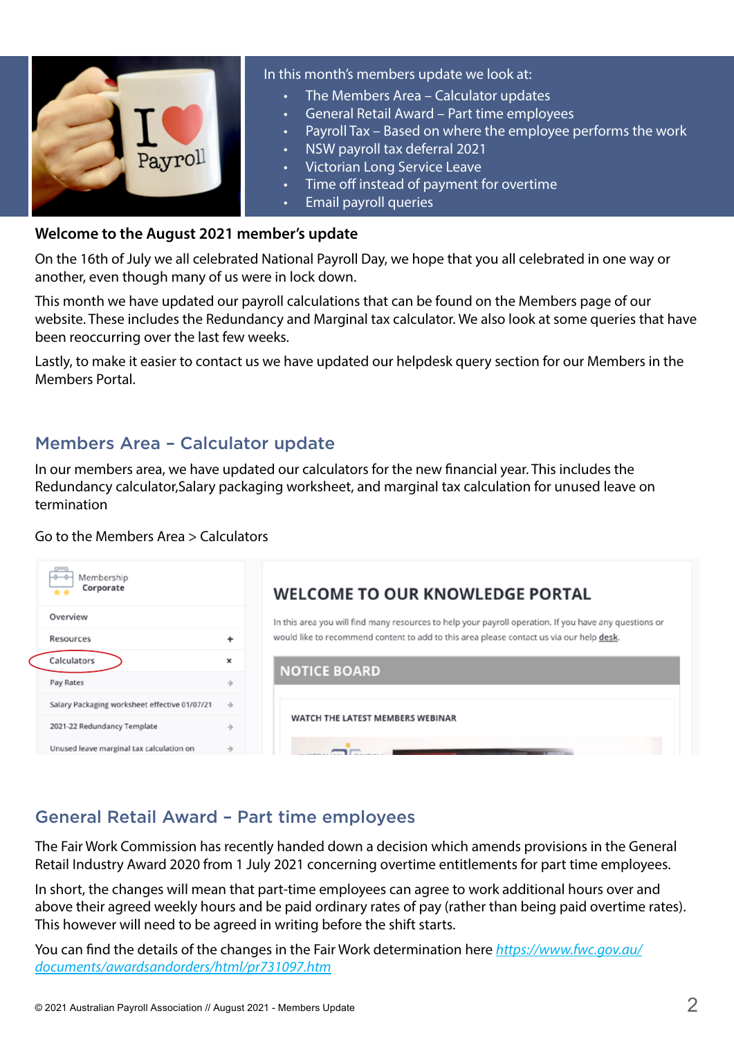In this month's members update we look at:

- The Members Area – Calculator updates
- General Retail Award – Part time employees
- Payroll Tax – Based on where the employee performs the work
- NSW payroll tax deferral 2021
- Victorian Long Service Leave
- Time off instead of payment for overtime
- Email payroll queries

**Welcome to the August 2021 member's update**

On the 16th of July we all celebrated National Payroll Day, we hope that you all celebrated in one way or another, even though many of us were in lock down.

This month we have updated our payroll calculations that can be found on the Members page of our website. These includes the Redundancy and Marginal tax calculator. We also look at some queries that have been reoccurring over the last few weeks.

Lastly, to make it easier to contact us we have updated our helpdesk query section for our Members in the Members Portal.

## Members Area – Calculator update

In our members area, we have updated our calculators for the new financial year. This includes the Redundancy calculator,Salary packaging worksheet, and marginal tax calculation for unused leave on termination

Go to the Members Area > Calculators

## General Retail Award – Part time employees

The Fair Work Commission has recently handed down a decision which amends provisions in the General Retail Industry Award 2020 from 1 July 2021 concerning overtime entitlements for part time employees.

In short, the changes will mean that part-time employees can agree to work additional hours over and above their agreed weekly hours and be paid ordinary rates of pay (rather than being paid overtime rates). This however will need to be agreed in writing before the shift starts.

You can find the details of the changes in the Fair Work determination here *https://www.fwc.gov.au/documents/awardsandorders/html/pr731097.htm*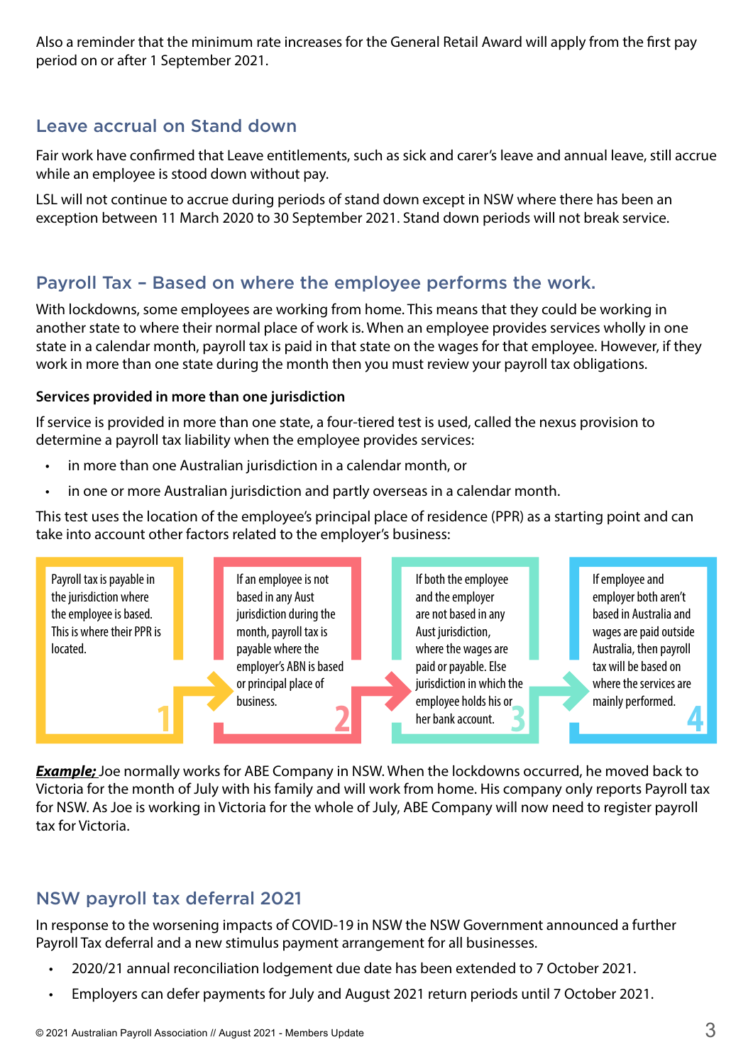Also a reminder that the minimum rate increases for the General Retail Award will apply from the first pay period on or after 1 September 2021.

## Leave accrual on Stand down

Fair work have confirmed that Leave entitlements, such as sick and carer's leave and annual leave, still accrue while an employee is stood down without pay.

LSL will not continue to accrue during periods of stand down except in NSW where there has been an exception between 11 March 2020 to 30 September 2021. Stand down periods will not break service.

## Payroll Tax – Based on where the employee performs the work.

With lockdowns, some employees are working from home. This means that they could be working in another state to where their normal place of work is. When an employee provides services wholly in one state in a calendar month, payroll tax is paid in that state on the wages for that employee. However, if they work in more than one state during the month then you must review your payroll tax obligations.

**Services provided in more than one jurisdiction**

If service is provided in more than one state, a four-tiered test is used, called the nexus provision to determine a payroll tax liability when the employee provides services:

- in more than one Australian jurisdiction in a calendar month, or
- in one or more Australian jurisdiction and partly overseas in a calendar month.

This test uses the location of the employee's principal place of residence (PPR) as a starting point and can take into account other factors related to the employer's business:

1. Payroll tax is payable in the jurisdiction where the employee is based. This is where their PPR is located.
2. If an employee is not based in any Aust jurisdiction during the month, payroll tax is payable where the employer's ABN is based or principal place of business.
3. If both the employee and the employer are not based in any Aust jurisdiction, where the wages are paid or payable. Else jurisdiction in which the employee holds his or her bank account.
4. If employee and employer both aren't based in Australia and wages are paid outside Australia, then payroll tax will be based on where the services are mainly performed.

***Example;*** Joe normally works for ABE Company in NSW. When the lockdowns occurred, he moved back to Victoria for the month of July with his family and will work from home. His company only reports Payroll tax for NSW. As Joe is working in Victoria for the whole of July, ABE Company will now need to register payroll tax for Victoria.

## NSW payroll tax deferral 2021

In response to the worsening impacts of COVID-19 in NSW the NSW Government announced a further Payroll Tax deferral and a new stimulus payment arrangement for all businesses.

- 2020/21 annual reconciliation lodgement due date has been extended to 7 October 2021.
- Employers can defer payments for July and August 2021 return periods until 7 October 2021.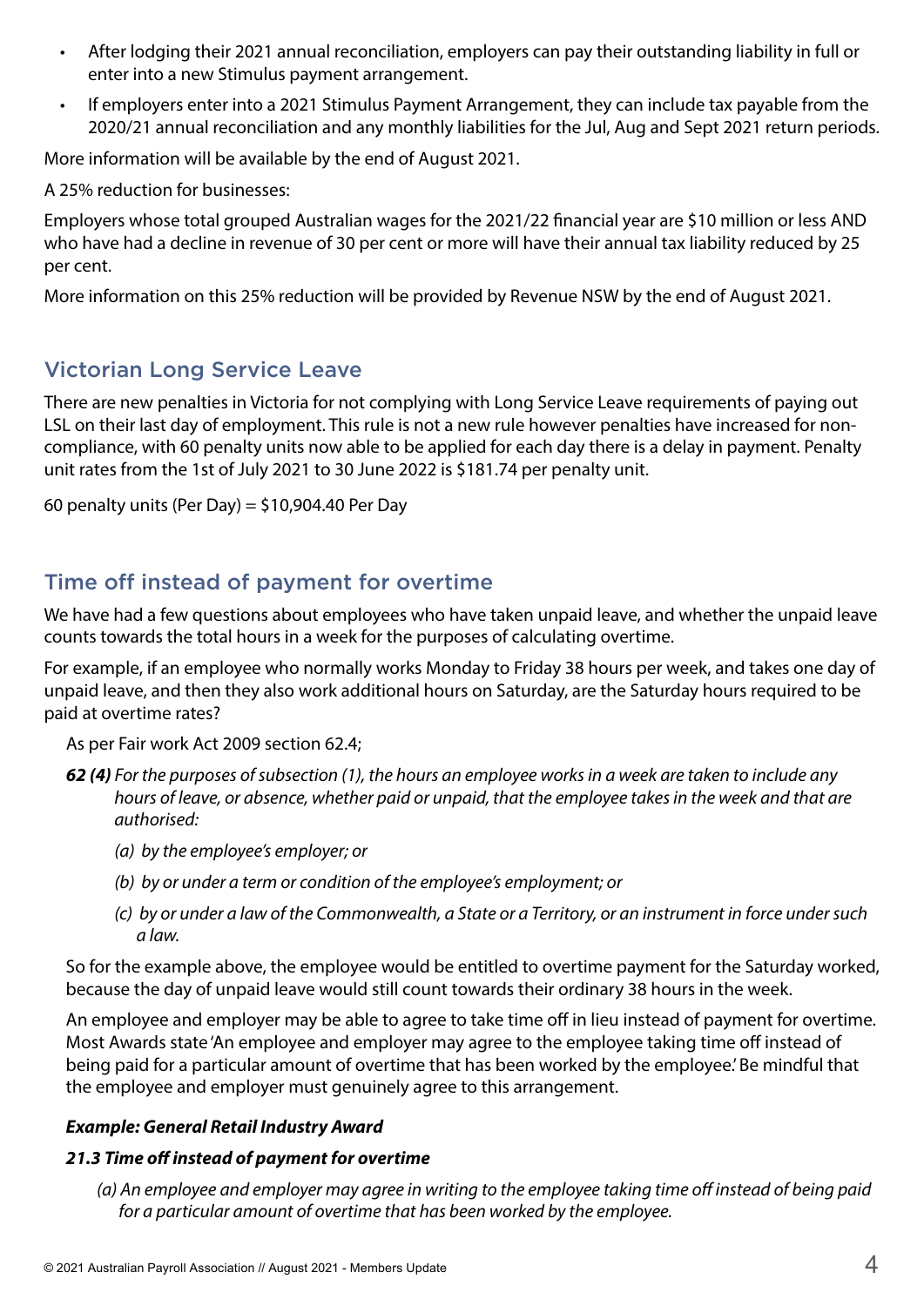- After lodging their 2021 annual reconciliation, employers can pay their outstanding liability in full or enter into a new Stimulus payment arrangement.
- If employers enter into a 2021 Stimulus Payment Arrangement, they can include tax payable from the 2020/21 annual reconciliation and any monthly liabilities for the Jul, Aug and Sept 2021 return periods.

More information will be available by the end of August 2021.

A 25% reduction for businesses:

Employers whose total grouped Australian wages for the 2021/22 financial year are $10 million or less AND who have had a decline in revenue of 30 per cent or more will have their annual tax liability reduced by 25 per cent.

More information on this 25% reduction will be provided by Revenue NSW by the end of August 2021.

## Victorian Long Service Leave

There are new penalties in Victoria for not complying with Long Service Leave requirements of paying out LSL on their last day of employment. This rule is not a new rule however penalties have increased for non-compliance, with 60 penalty units now able to be applied for each day there is a delay in payment. Penalty unit rates from the 1st of July 2021 to 30 June 2022 is $181.74 per penalty unit.

60 penalty units (Per Day) = $10,904.40 Per Day

## Time off instead of payment for overtime

We have had a few questions about employees who have taken unpaid leave, and whether the unpaid leave counts towards the total hours in a week for the purposes of calculating overtime.

For example, if an employee who normally works Monday to Friday 38 hours per week, and takes one day of unpaid leave, and then they also work additional hours on Saturday, are the Saturday hours required to be paid at overtime rates?

As per Fair work Act 2009 section 62.4;

***62 (4)*** *For the purposes of subsection (1), the hours an employee works in a week are taken to include any hours of leave, or absence, whether paid or unpaid, that the employee takes in the week and that are authorised:*

*(a) by the employee's employer; or*

*(b) by or under a term or condition of the employee's employment; or*

*(c) by or under a law of the Commonwealth, a State or a Territory, or an instrument in force under such a law.*

So for the example above, the employee would be entitled to overtime payment for the Saturday worked, because the day of unpaid leave would still count towards their ordinary 38 hours in the week.

An employee and employer may be able to agree to take time off in lieu instead of payment for overtime. Most Awards state 'An employee and employer may agree to the employee taking time off instead of being paid for a particular amount of overtime that has been worked by the employee.' Be mindful that the employee and employer must genuinely agree to this arrangement.

***Example: General Retail Industry Award***

***21.3 Time off instead of payment for overtime***

*(a) An employee and employer may agree in writing to the employee taking time off instead of being paid for a particular amount of overtime that has been worked by the employee.*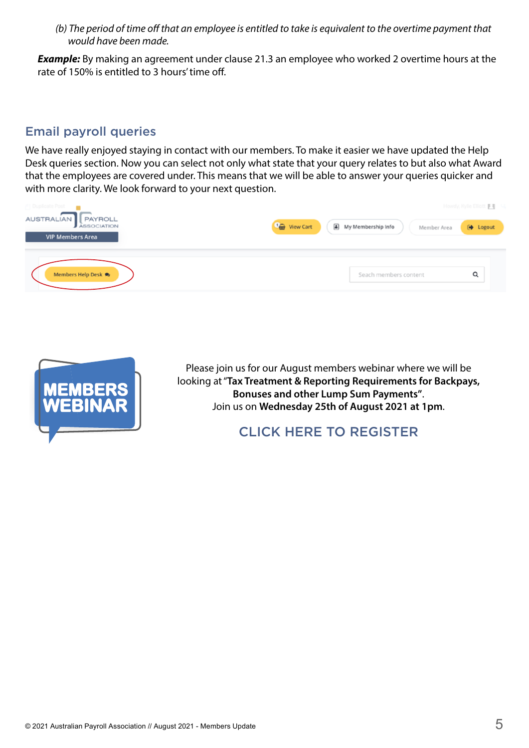*(b) The period of time off that an employee is entitled to take is equivalent to the overtime payment that would have been made.*

***Example:*** By making an agreement under clause 21.3 an employee who worked 2 overtime hours at the rate of 150% is entitled to 3 hours' time off.

## Email payroll queries

We have really enjoyed staying in contact with our members. To make it easier we have updated the Help Desk queries section. Now you can select not only what state that your query relates to but also what Award that the employees are covered under. This means that we will be able to answer your queries quicker and with more clarity. We look forward to your next question.

AUSTRALIAN PAYROLL ASSOCIATION

VIP Members Area

View Cart

My Membership Info

Member Area

Logout

Members Help Desk

Seach members content

MEMBERS WEBINAR

Please join us for our August members webinar where we will be looking at **"Tax Treatment & Reporting Requirements for Backpays, Bonuses and other Lump Sum Payments"**.
Join us on **Wednesday 25th of August 2021 at 1pm**.

CLICK HERE TO REGISTER

© 2021 Australian Payroll Association // August 2021 - Members Update